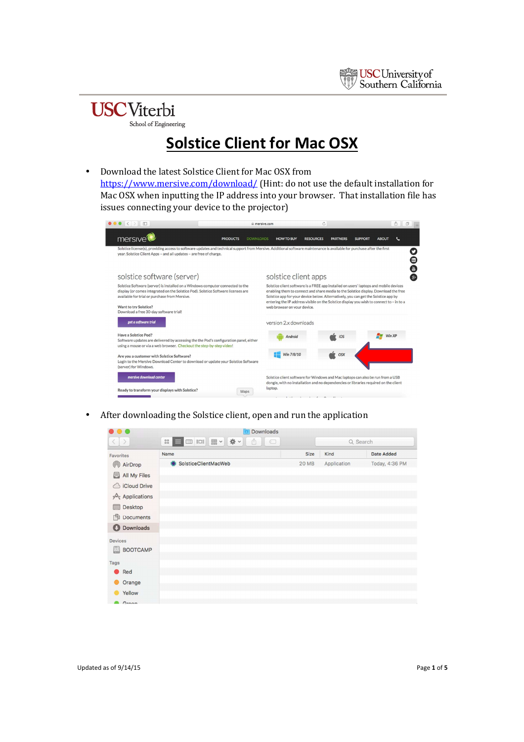# Solstice Client for Mac OSX

- Download the latest Solstice Client for Mac OSX from https://www.mersive.com/download/ (Hint: do not use the default installation for Mac OSX when inputting the IP address into your browser. That installation file has issues connecting your device to the projector)

- After downloading the Solstice client, open and run the application

Updated as of 9/14/15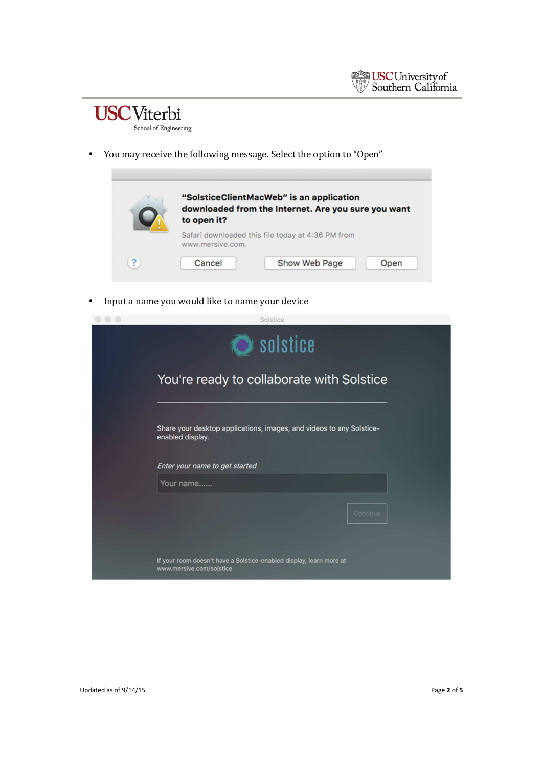- You may receive the following message. Select the option to "Open"

"SolsticeClientMacWeb" is an application downloaded from the Internet. Are you sure you want to open it?

Safari downloaded this file today at 4:36 PM from www.mersive.com.

Cancel | Show Web Page | Open

- Input a name you would like to name your device

Solstice

solstice

You're ready to collaborate with Solstice

Share your desktop applications, images, and videos to any Solstice-enabled display.

*Enter your name to get started*

Your name......

Continue

If your room doesn't have a Solstice-enabled display, learn more at www.mersive.com/solstice

Updated as of 9/14/15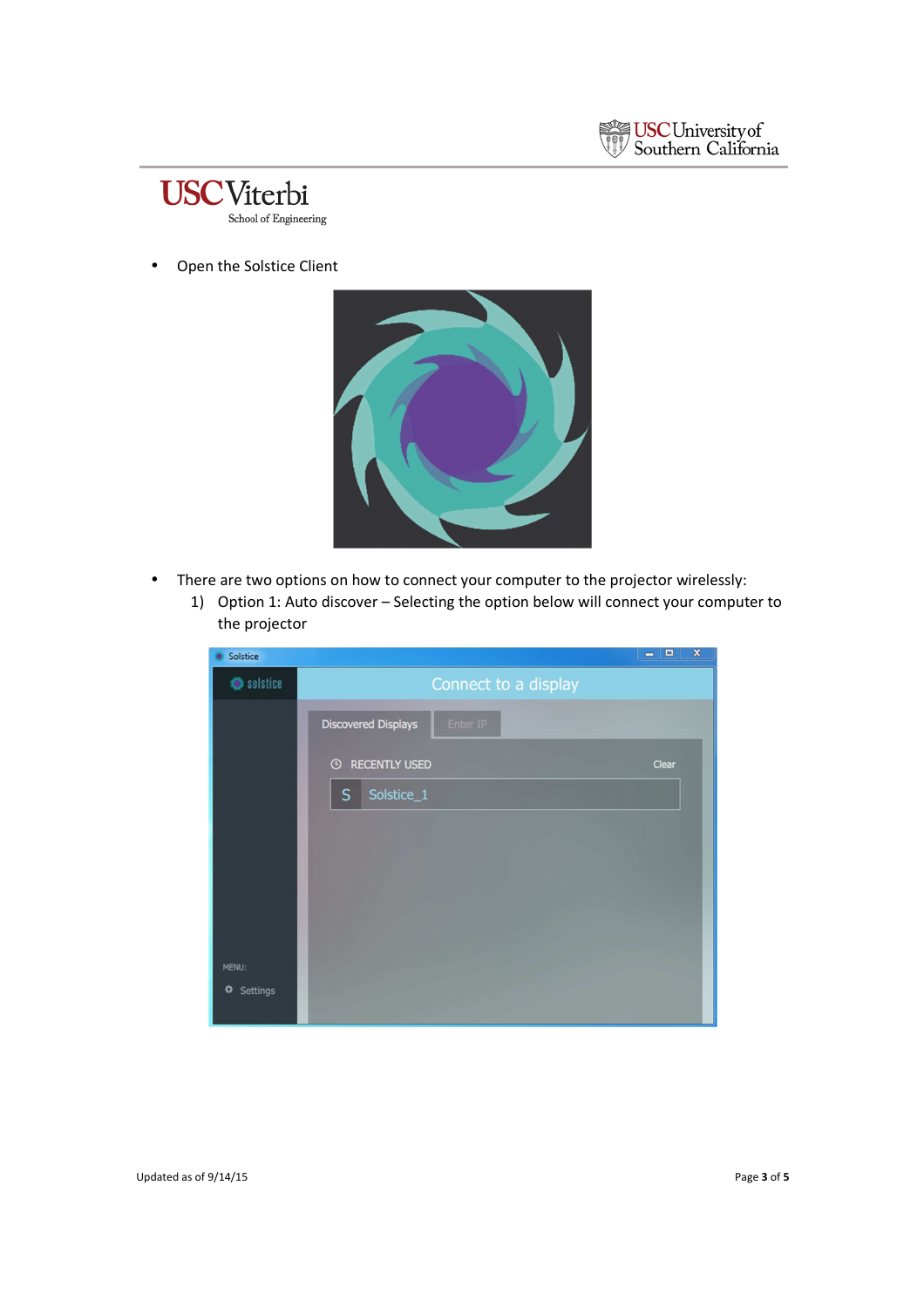- Open the Solstice Client

- There are two options on how to connect your computer to the projector wirelessly:
  1) Option 1: Auto discover – Selecting the option below will connect your computer to the projector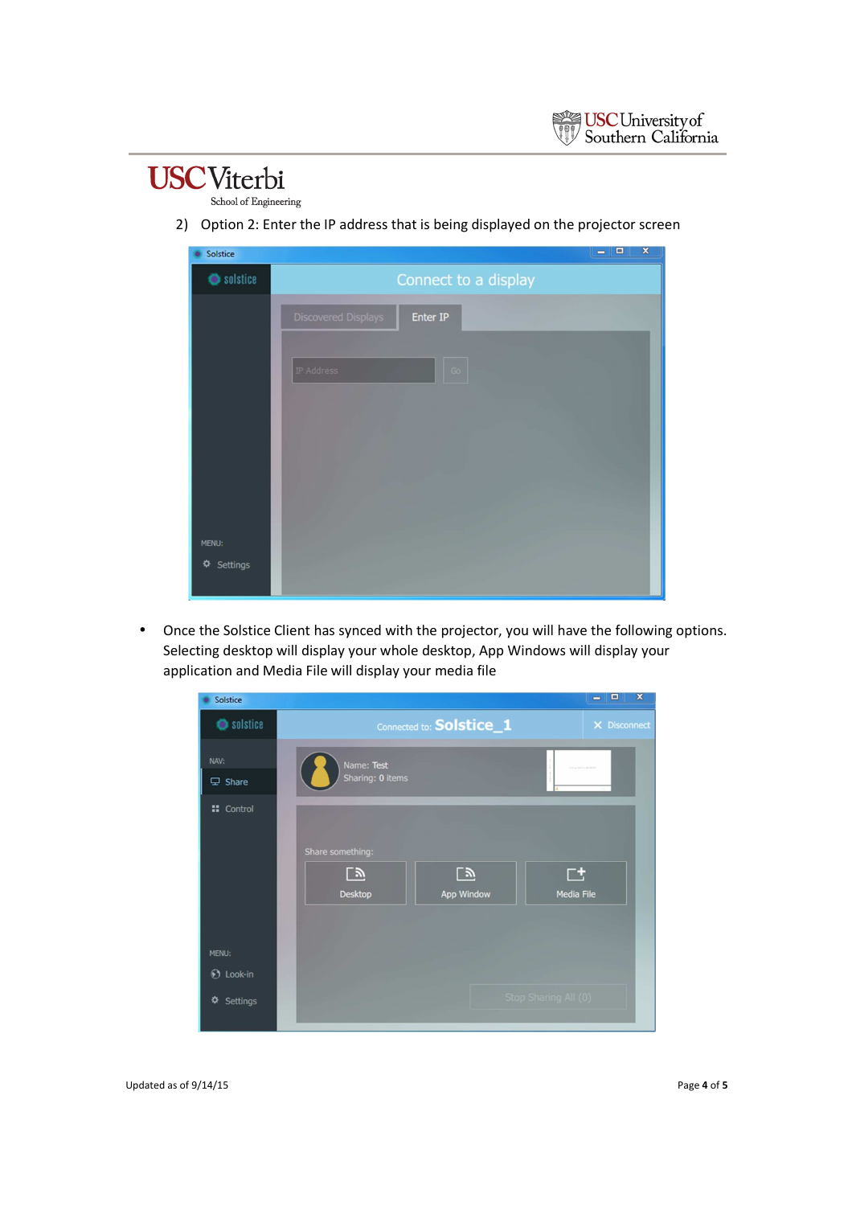2) Option 2: Enter the IP address that is being displayed on the projector screen

- Once the Solstice Client has synced with the projector, you will have the following options. Selecting desktop will display your whole desktop, App Windows will display your application and Media File will display your media file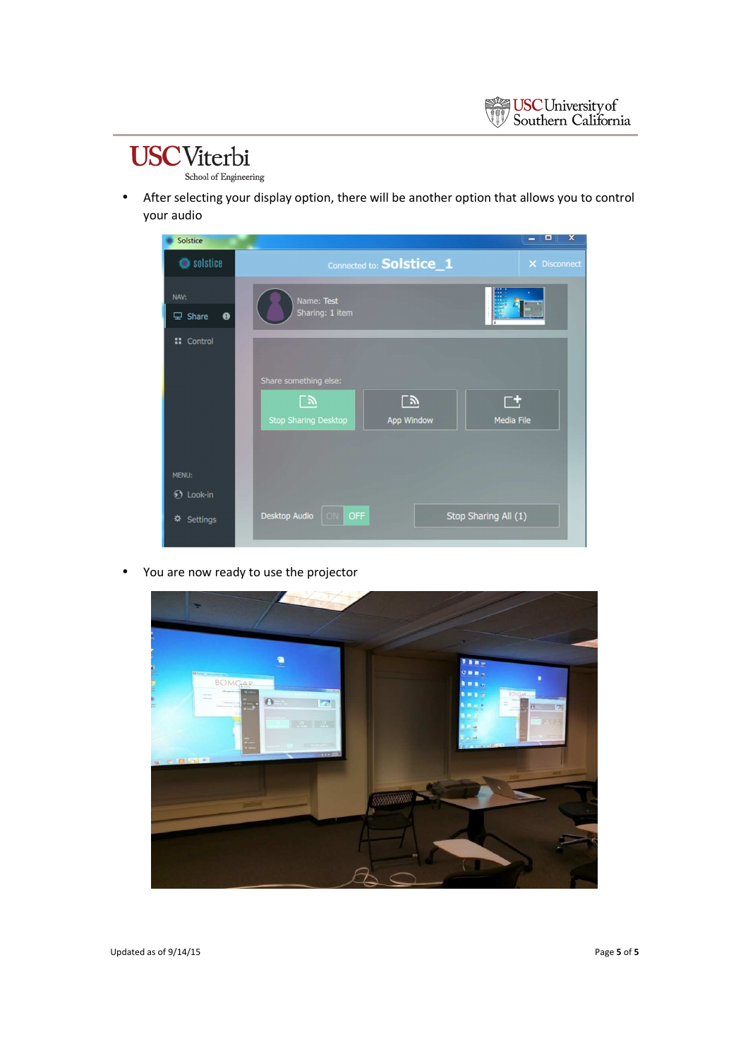- After selecting your display option, there will be another option that allows you to control your audio

- You are now ready to use the projector

Updated as of 9/14/15